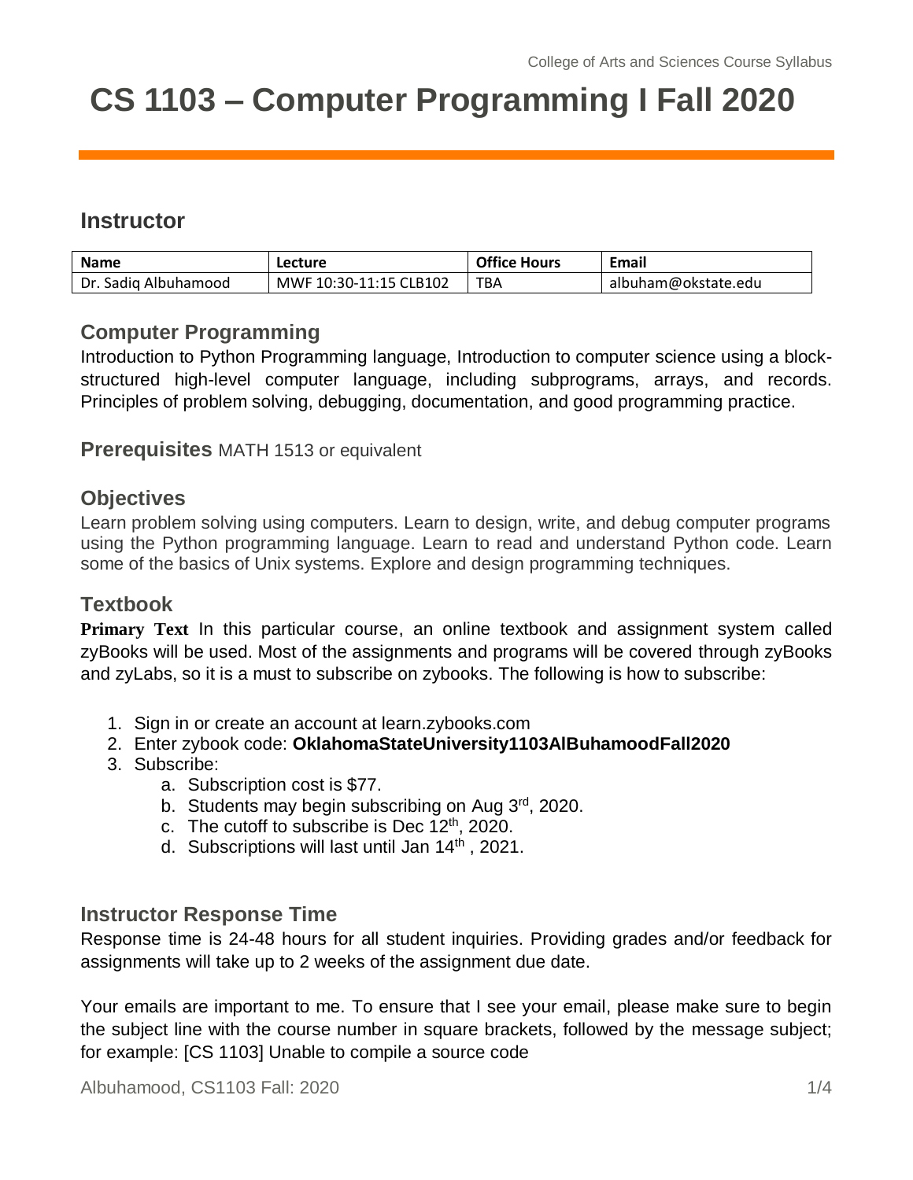College of Arts and Sciences Course Syllabus

# CS 1103 – Computer Programming I Fall 2020

## Instructor

| Name | Lecture | Office Hours | Email |
| --- | --- | --- | --- |
| Dr. Sadiq Albuhamood | MWF 10:30-11:15 CLB102 | TBA | albuham@okstate.edu |

### Computer Programming

Introduction to Python Programming language, Introduction to computer science using a block-structured high-level computer language, including subprograms, arrays, and records. Principles of problem solving, debugging, documentation, and good programming practice.

### Prerequisites

MATH 1513 or equivalent

### Objectives

Learn problem solving using computers. Learn to design, write, and debug computer programs using the Python programming language. Learn to read and understand Python code. Learn some of the basics of Unix systems. Explore and design programming techniques.

### Textbook

**Primary Text** In this particular course, an online textbook and assignment system called zyBooks will be used. Most of the assignments and programs will be covered through zyBooks and zyLabs, so it is a must to subscribe on zybooks. The following is how to subscribe:

1. Sign in or create an account at learn.zybooks.com
2. Enter zybook code: **OklahomaStateUniversity1103AlBuhamoodFall2020**
3. Subscribe:
    a. Subscription cost is $77.
    b. Students may begin subscribing on Aug 3rd, 2020.
    c. The cutoff to subscribe is Dec 12th, 2020.
    d. Subscriptions will last until Jan 14th , 2021.

### Instructor Response Time

Response time is 24-48 hours for all student inquiries. Providing grades and/or feedback for assignments will take up to 2 weeks of the assignment due date.

Your emails are important to me. To ensure that I see your email, please make sure to begin the subject line with the course number in square brackets, followed by the message subject; for example: [CS 1103] Unable to compile a source code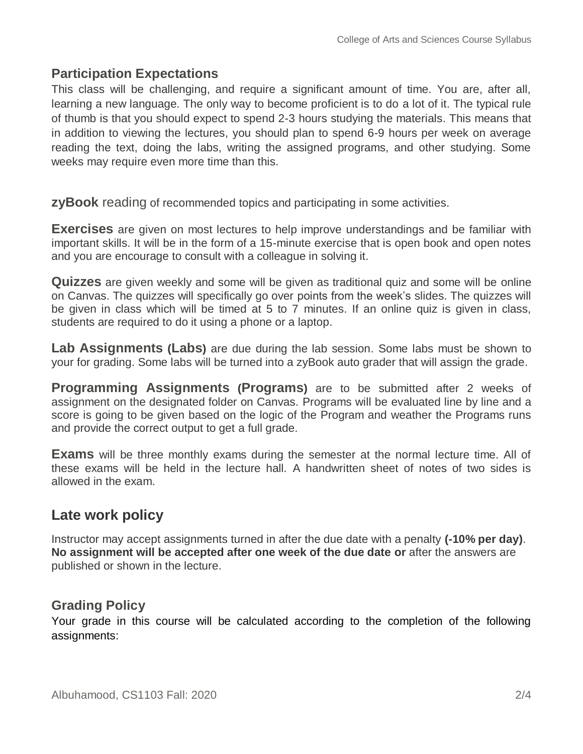## Participation Expectations

This class will be challenging, and require a significant amount of time. You are, after all, learning a new language. The only way to become proficient is to do a lot of it. The typical rule of thumb is that you should expect to spend 2-3 hours studying the materials. This means that in addition to viewing the lectures, you should plan to spend 6-9 hours per week on average reading the text, doing the labs, writing the assigned programs, and other studying. Some weeks may require even more time than this.

**zyBook** reading of recommended topics and participating in some activities.

**Exercises** are given on most lectures to help improve understandings and be familiar with important skills. It will be in the form of a 15-minute exercise that is open book and open notes and you are encourage to consult with a colleague in solving it.

**Quizzes** are given weekly and some will be given as traditional quiz and some will be online on Canvas. The quizzes will specifically go over points from the week's slides. The quizzes will be given in class which will be timed at 5 to 7 minutes. If an online quiz is given in class, students are required to do it using a phone or a laptop.

**Lab Assignments (Labs)** are due during the lab session. Some labs must be shown to your for grading. Some labs will be turned into a zyBook auto grader that will assign the grade.

**Programming Assignments (Programs)** are to be submitted after 2 weeks of assignment on the designated folder on Canvas. Programs will be evaluated line by line and a score is going to be given based on the logic of the Program and weather the Programs runs and provide the correct output to get a full grade.

**Exams** will be three monthly exams during the semester at the normal lecture time. All of these exams will be held in the lecture hall. A handwritten sheet of notes of two sides is allowed in the exam.

## Late work policy

Instructor may accept assignments turned in after the due date with a penalty **(-10% per day)**. **No assignment will be accepted after one week of the due date or** after the answers are published or shown in the lecture.

## Grading Policy

Your grade in this course will be calculated according to the completion of the following assignments: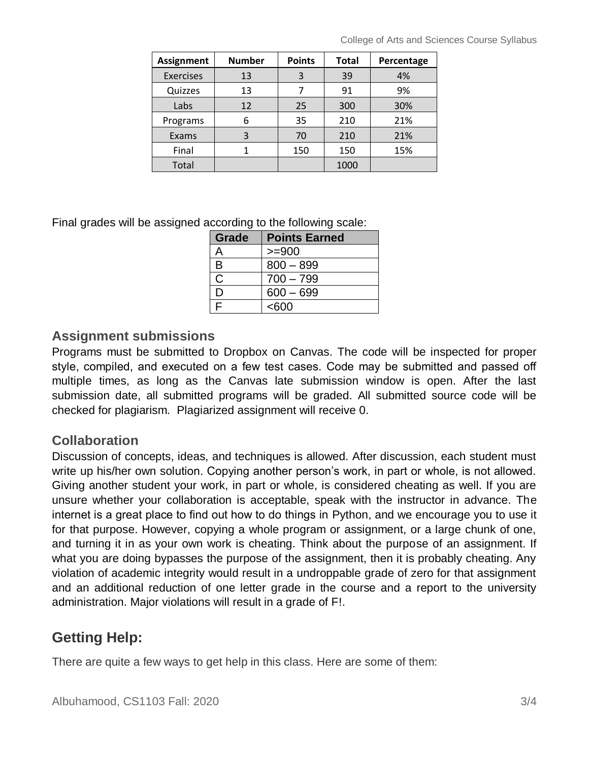| Assignment | Number | Points | Total | Percentage |
|---|---|---|---|---|
| Exercises | 13 | 3 | 39 | 4% |
| Quizzes | 13 | 7 | 91 | 9% |
| Labs | 12 | 25 | 300 | 30% |
| Programs | 6 | 35 | 210 | 21% |
| Exams | 3 | 70 | 210 | 21% |
| Final | 1 | 150 | 150 | 15% |
| Total | | | 1000 | |

Final grades will be assigned according to the following scale:

| Grade | Points Earned |
|---|---|
| A | >=900 |
| B | 800 – 899 |
| C | 700 – 799 |
| D | 600 – 699 |
| F | <600 |

### Assignment submissions

Programs must be submitted to Dropbox on Canvas. The code will be inspected for proper style, compiled, and executed on a few test cases. Code may be submitted and passed off multiple times, as long as the Canvas late submission window is open. After the last submission date, all submitted programs will be graded. All submitted source code will be checked for plagiarism. Plagiarized assignment will receive 0.

### Collaboration

Discussion of concepts, ideas, and techniques is allowed. After discussion, each student must write up his/her own solution. Copying another person's work, in part or whole, is not allowed. Giving another student your work, in part or whole, is considered cheating as well. If you are unsure whether your collaboration is acceptable, speak with the instructor in advance. The internet is a great place to find out how to do things in Python, and we encourage you to use it for that purpose. However, copying a whole program or assignment, or a large chunk of one, and turning it in as your own work is cheating. Think about the purpose of an assignment. If what you are doing bypasses the purpose of the assignment, then it is probably cheating. Any violation of academic integrity would result in a undroppable grade of zero for that assignment and an additional reduction of one letter grade in the course and a report to the university administration. Major violations will result in a grade of F!.

## Getting Help:

There are quite a few ways to get help in this class. Here are some of them: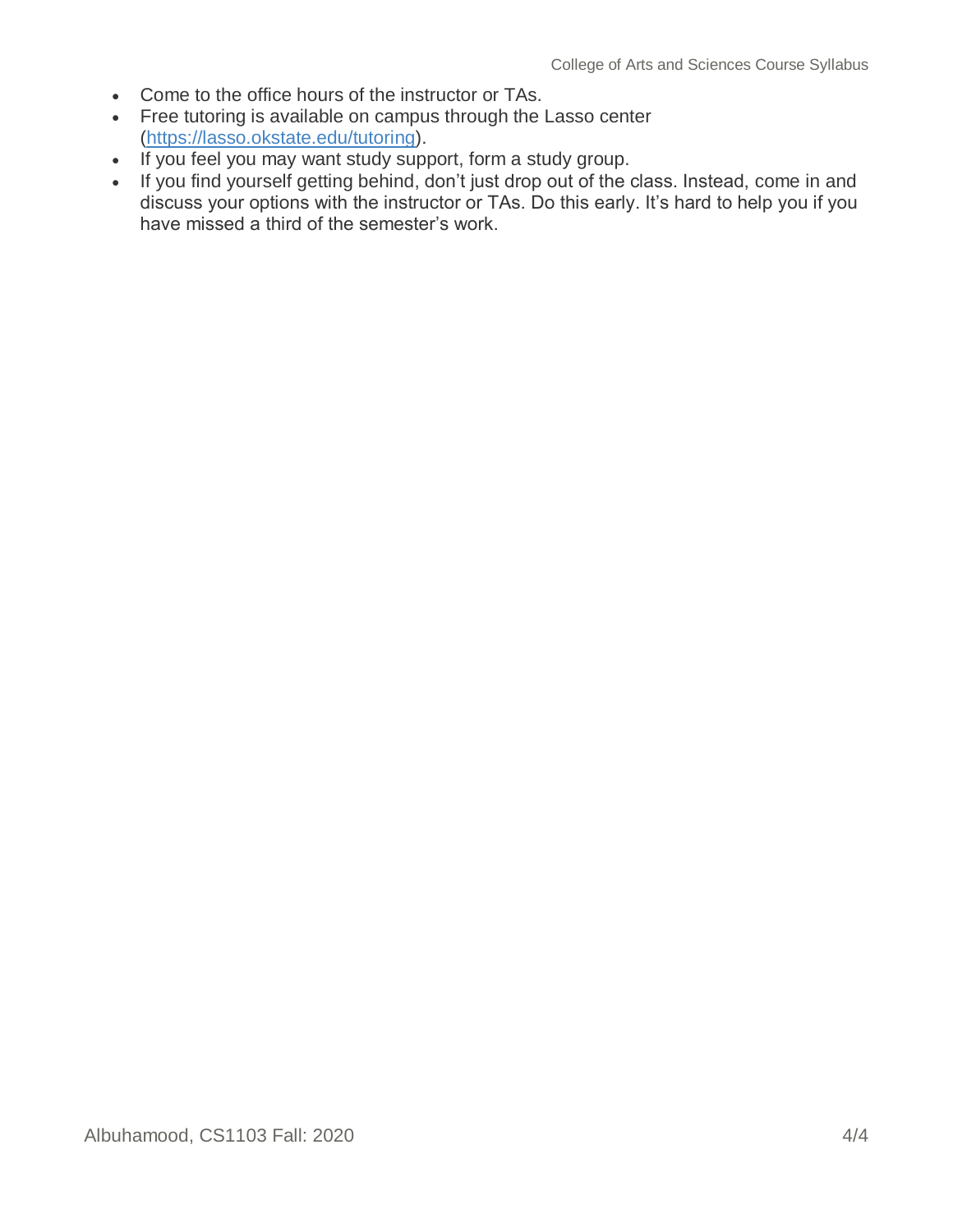- Come to the office hours of the instructor or TAs.
- Free tutoring is available on campus through the Lasso center ([https://lasso.okstate.edu/tutoring](https://lasso.okstate.edu/tutoring)).
- If you feel you may want study support, form a study group.
- If you find yourself getting behind, don't just drop out of the class. Instead, come in and discuss your options with the instructor or TAs. Do this early. It's hard to help you if you have missed a third of the semester's work.